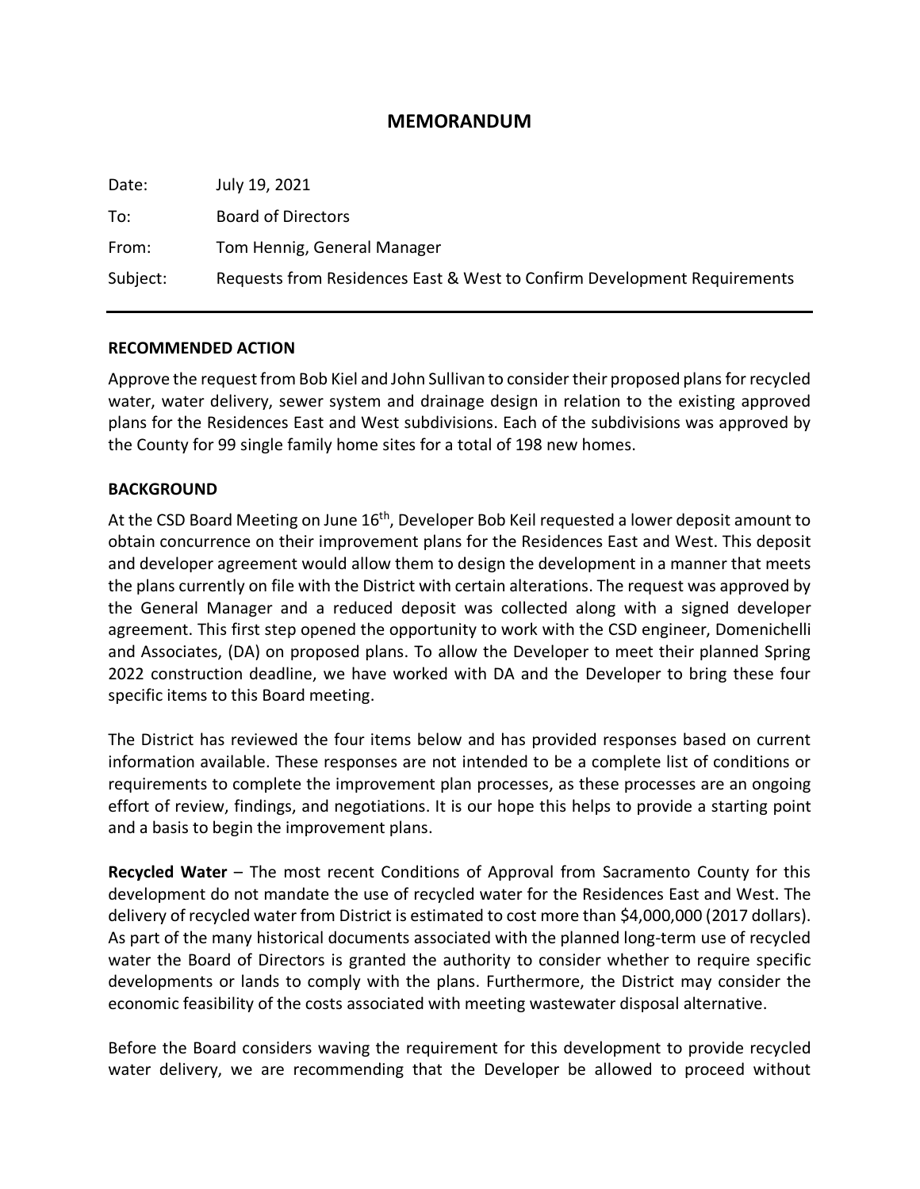# MEMORANDUM

| | |
|---|---|
| Date: | July 19, 2021 |
| To: | Board of Directors |
| From: | Tom Hennig, General Manager |
| Subject: | Requests from Residences East & West to Confirm Development Requirements |

---

**RECOMMENDED ACTION**

Approve the request from Bob Kiel and John Sullivan to consider their proposed plans for recycled water, water delivery, sewer system and drainage design in relation to the existing approved plans for the Residences East and West subdivisions. Each of the subdivisions was approved by the County for 99 single family home sites for a total of 198 new homes.

**BACKGROUND**

At the CSD Board Meeting on June 16th, Developer Bob Keil requested a lower deposit amount to obtain concurrence on their improvement plans for the Residences East and West. This deposit and developer agreement would allow them to design the development in a manner that meets the plans currently on file with the District with certain alterations. The request was approved by the General Manager and a reduced deposit was collected along with a signed developer agreement. This first step opened the opportunity to work with the CSD engineer, Domenichelli and Associates, (DA) on proposed plans. To allow the Developer to meet their planned Spring 2022 construction deadline, we have worked with DA and the Developer to bring these four specific items to this Board meeting.

The District has reviewed the four items below and has provided responses based on current information available. These responses are not intended to be a complete list of conditions or requirements to complete the improvement plan processes, as these processes are an ongoing effort of review, findings, and negotiations. It is our hope this helps to provide a starting point and a basis to begin the improvement plans.

**Recycled Water** – The most recent Conditions of Approval from Sacramento County for this development do not mandate the use of recycled water for the Residences East and West. The delivery of recycled water from District is estimated to cost more than $4,000,000 (2017 dollars). As part of the many historical documents associated with the planned long-term use of recycled water the Board of Directors is granted the authority to consider whether to require specific developments or lands to comply with the plans. Furthermore, the District may consider the economic feasibility of the costs associated with meeting wastewater disposal alternative.

Before the Board considers waving the requirement for this development to provide recycled water delivery, we are recommending that the Developer be allowed to proceed without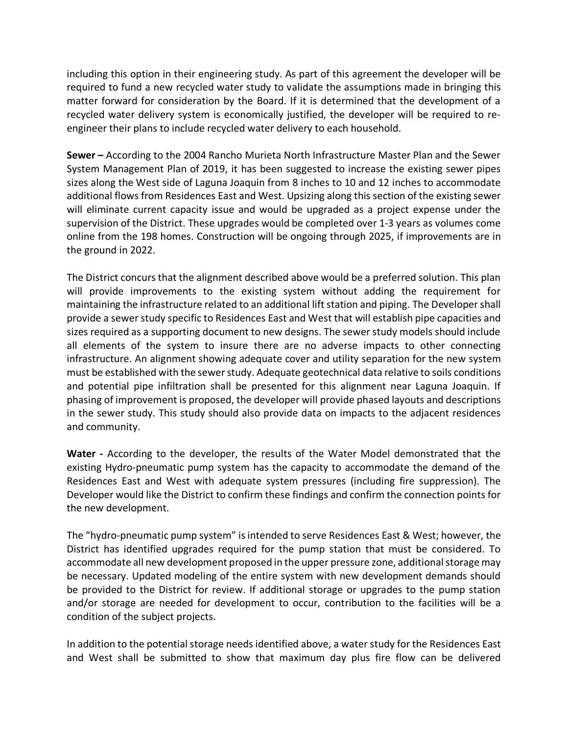including this option in their engineering study. As part of this agreement the developer will be required to fund a new recycled water study to validate the assumptions made in bringing this matter forward for consideration by the Board. If it is determined that the development of a recycled water delivery system is economically justified, the developer will be required to re-engineer their plans to include recycled water delivery to each household.

**Sewer –** According to the 2004 Rancho Murieta North Infrastructure Master Plan and the Sewer System Management Plan of 2019, it has been suggested to increase the existing sewer pipes sizes along the West side of Laguna Joaquin from 8 inches to 10 and 12 inches to accommodate additional flows from Residences East and West. Upsizing along this section of the existing sewer will eliminate current capacity issue and would be upgraded as a project expense under the supervision of the District. These upgrades would be completed over 1-3 years as volumes come online from the 198 homes. Construction will be ongoing through 2025, if improvements are in the ground in 2022.

The District concurs that the alignment described above would be a preferred solution. This plan will provide improvements to the existing system without adding the requirement for maintaining the infrastructure related to an additional lift station and piping. The Developer shall provide a sewer study specific to Residences East and West that will establish pipe capacities and sizes required as a supporting document to new designs. The sewer study models should include all elements of the system to insure there are no adverse impacts to other connecting infrastructure. An alignment showing adequate cover and utility separation for the new system must be established with the sewer study. Adequate geotechnical data relative to soils conditions and potential pipe infiltration shall be presented for this alignment near Laguna Joaquin. If phasing of improvement is proposed, the developer will provide phased layouts and descriptions in the sewer study. This study should also provide data on impacts to the adjacent residences and community.

**Water -** According to the developer, the results of the Water Model demonstrated that the existing Hydro-pneumatic pump system has the capacity to accommodate the demand of the Residences East and West with adequate system pressures (including fire suppression). The Developer would like the District to confirm these findings and confirm the connection points for the new development.

The "hydro-pneumatic pump system" is intended to serve Residences East & West; however, the District has identified upgrades required for the pump station that must be considered. To accommodate all new development proposed in the upper pressure zone, additional storage may be necessary. Updated modeling of the entire system with new development demands should be provided to the District for review. If additional storage or upgrades to the pump station and/or storage are needed for development to occur, contribution to the facilities will be a condition of the subject projects.

In addition to the potential storage needs identified above, a water study for the Residences East and West shall be submitted to show that maximum day plus fire flow can be delivered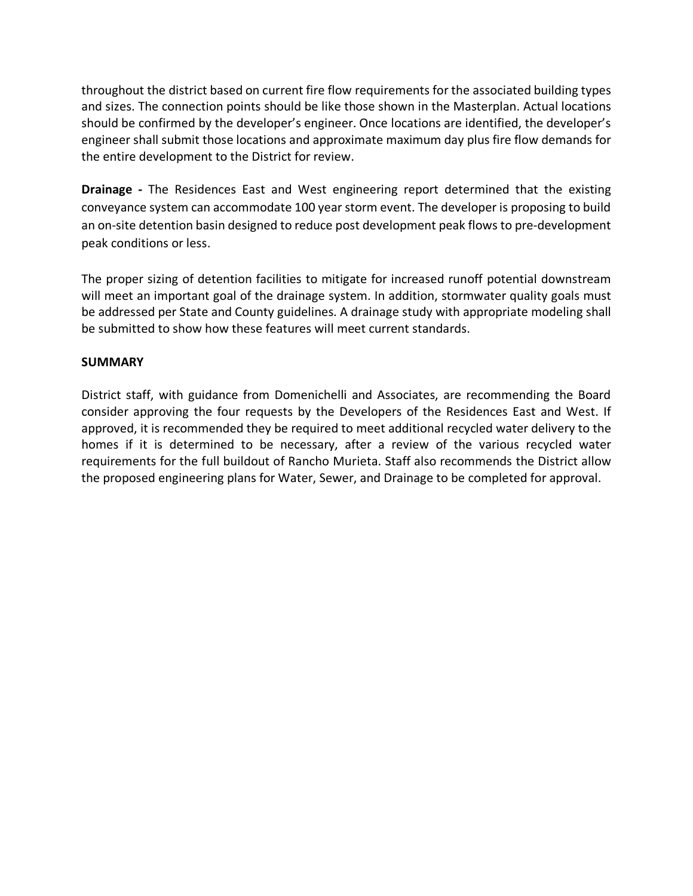throughout the district based on current fire flow requirements for the associated building types and sizes. The connection points should be like those shown in the Masterplan. Actual locations should be confirmed by the developer's engineer. Once locations are identified, the developer's engineer shall submit those locations and approximate maximum day plus fire flow demands for the entire development to the District for review.

**Drainage -** The Residences East and West engineering report determined that the existing conveyance system can accommodate 100 year storm event. The developer is proposing to build an on-site detention basin designed to reduce post development peak flows to pre-development peak conditions or less.

The proper sizing of detention facilities to mitigate for increased runoff potential downstream will meet an important goal of the drainage system. In addition, stormwater quality goals must be addressed per State and County guidelines. A drainage study with appropriate modeling shall be submitted to show how these features will meet current standards.

**SUMMARY**

District staff, with guidance from Domenichelli and Associates, are recommending the Board consider approving the four requests by the Developers of the Residences East and West. If approved, it is recommended they be required to meet additional recycled water delivery to the homes if it is determined to be necessary, after a review of the various recycled water requirements for the full buildout of Rancho Murieta. Staff also recommends the District allow the proposed engineering plans for Water, Sewer, and Drainage to be completed for approval.